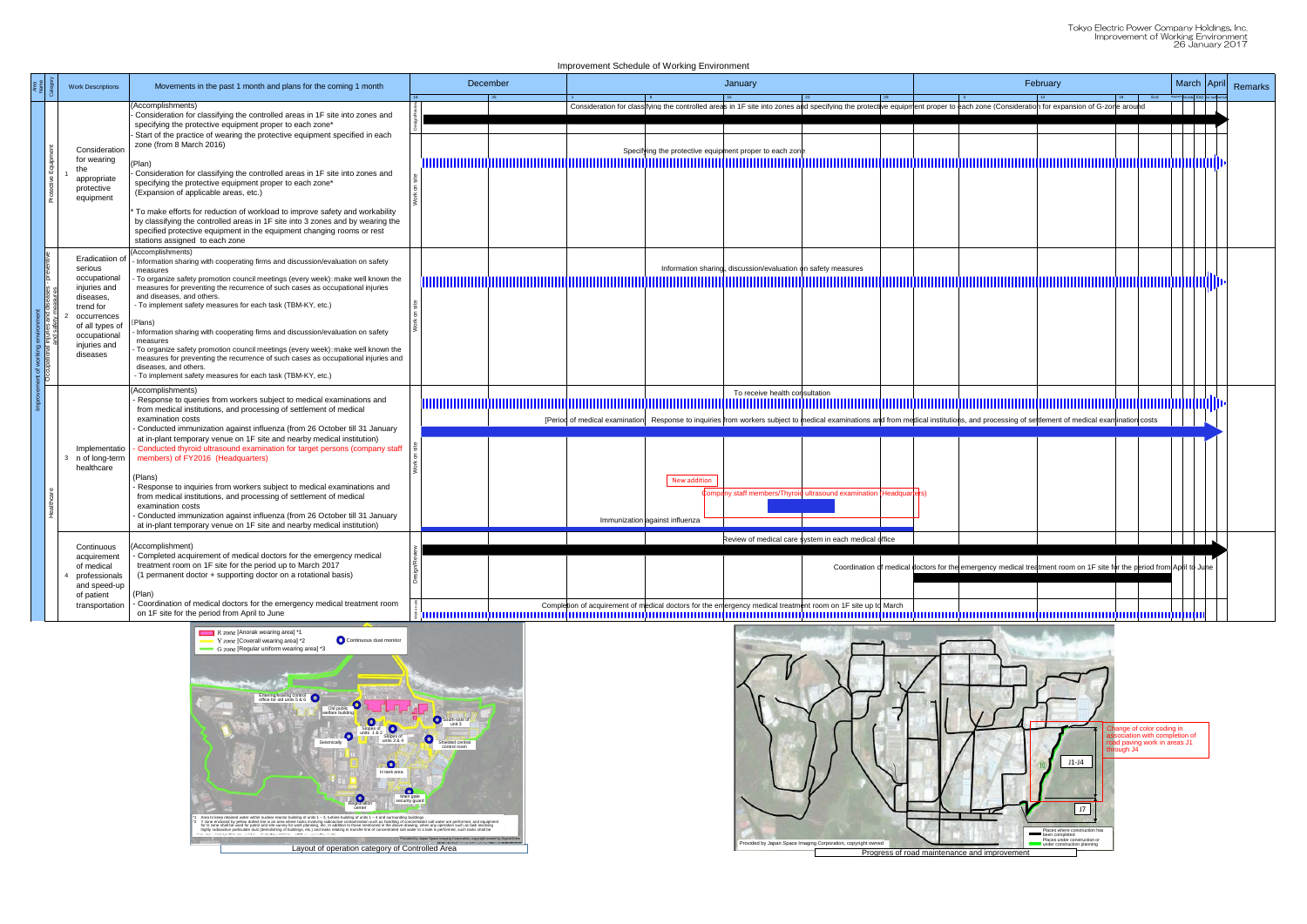Tokyo Electric Power Company Holdings, Inc.
Improvement of Working Environment
26 January 2017

# Improvement Schedule of Working Environment

| Area Name | Category | | Work Descriptions | Movements in the past 1 month and plans for the coming 1 month | December | January | February | March | April | Remarks |
|---|---|---|---|---|---|---|---|---|---|---|
| Improvement of working environment | Protective Equipment | 1 | Consideration for wearing the appropriate protective equipment | (Accomplishments)<br>- Consideration for classifying the controlled areas in 1F site into zones and specifying the protective equipment proper to each zone*<br>- Start of the practice of wearing the protective equipment specified in each zone (from 8 March 2016)<br><br>(Plan)<br>- Consideration for classifying the controlled areas in 1F site into zones and specifying the protective equipment proper to each zone*<br>(Expansion of applicable areas, etc.)<br><br>* To make efforts for reduction of workload to improve safety and workability by classifying the controlled areas in 1F site into 3 zones and by wearing the specified protective equipment in the equipment changing rooms or rest stations assigned to each zone | Design/Review: Consideration for classifying the controlled areas in 1F site into zones and specifying the protective equipment proper to each zone (Consideration for expansion of G-zone around)<br>Work on site: Specifying the protective equipment proper to each zone | | | | | |
| | Occupational injuries and diseases + preventive and safety measures | 2 | Eradication of serious occupational injuries and diseases, trend for occurrences of all types of occupational injuries and diseases | (Accomplishments)<br>- Information sharing with cooperating firms and discussion/evaluation on safety measures<br>- To organize safety promotion council meetings (every week): make well known the measures for preventing the recurrence of such cases as occupational injuries and diseases, and others.<br>- To implement safety measures for each task (TBM-KY, etc.)<br><br>(Plans)<br>- Information sharing with cooperating firms and discussion/evaluation on safety measures<br>- To organize safety promotion council meetings (every week): make well known the measures for preventing the recurrence of such cases as occupational injuries and diseases, and others.<br>- To implement safety measures for each task (TBM-KY, etc.) | Work on site: Information sharing, discussion/evaluation on safety measures | | | | | |
| | Healthcare | 3 | Implementation of long-term healthcare | (Accomplishments)<br>- Response to queries from workers subject to medical examinations and from medical institutions, and processing of settlement of medical examination costs<br>- Conducted immunization against influenza (from 26 October till 31 January at in-plant temporary venue on 1F site and nearby medical institution)<br>- Conducted thyroid ultrasound examination for target persons (company staff members) of FY2016 (Headquarters)<br><br>(Plans)<br>- Response to inquiries from workers subject to medical examinations and from medical institutions, and processing of settlement of medical examination costs<br>- Conducted immunization against influenza (from 26 October till 31 January at in-plant temporary venue on 1F site and nearby medical institution) | Work on site: To receive health consultation<br>[Period of medical examination] Response to inquiries from workers subject to medical examinations and from medical institutions, and processing of settlement of medical examination costs<br>New addition: Company staff members/Thyroid ultrasound examination (Headquarters)<br>Immunization against influenza | | | | | |
| | | 4 | Continuous acquirement of medical professionals and speed-up of patient transportation | (Accomplishment)<br>- Completed acquirement of medical doctors for the emergency medical treatment room on 1F site for the period up to March 2017<br>(1 permanent doctor + supporting doctor on a rotational basis)<br><br>(Plan)<br>- Coordination of medical doctors for the emergency medical treatment room on 1F site for the period from April to June | Design/Review: Review of medical care system in each medical office<br>Coordination of medical doctors for the emergency medical treatment room on 1F site for the period from April to June<br>Work on site: Completion of acquirement of medical doctors for the emergency medical treatment room on 1F site up to March | | | | | |

R zone [Anorak wearing area] *1
Y zone [Coverall wearing area] *2
G zone [Regular uniform wearing area] *3
Continuous dust monitor

Layout of operation category of Controlled Area

Change of color coding in association with completion of road paving work in areas J1 through J4

Places where construction has been completed
Places under construction or under construction planning

Provided by Japan Space Imaging Corporation, copyright owned

Progress of road maintenance and improvement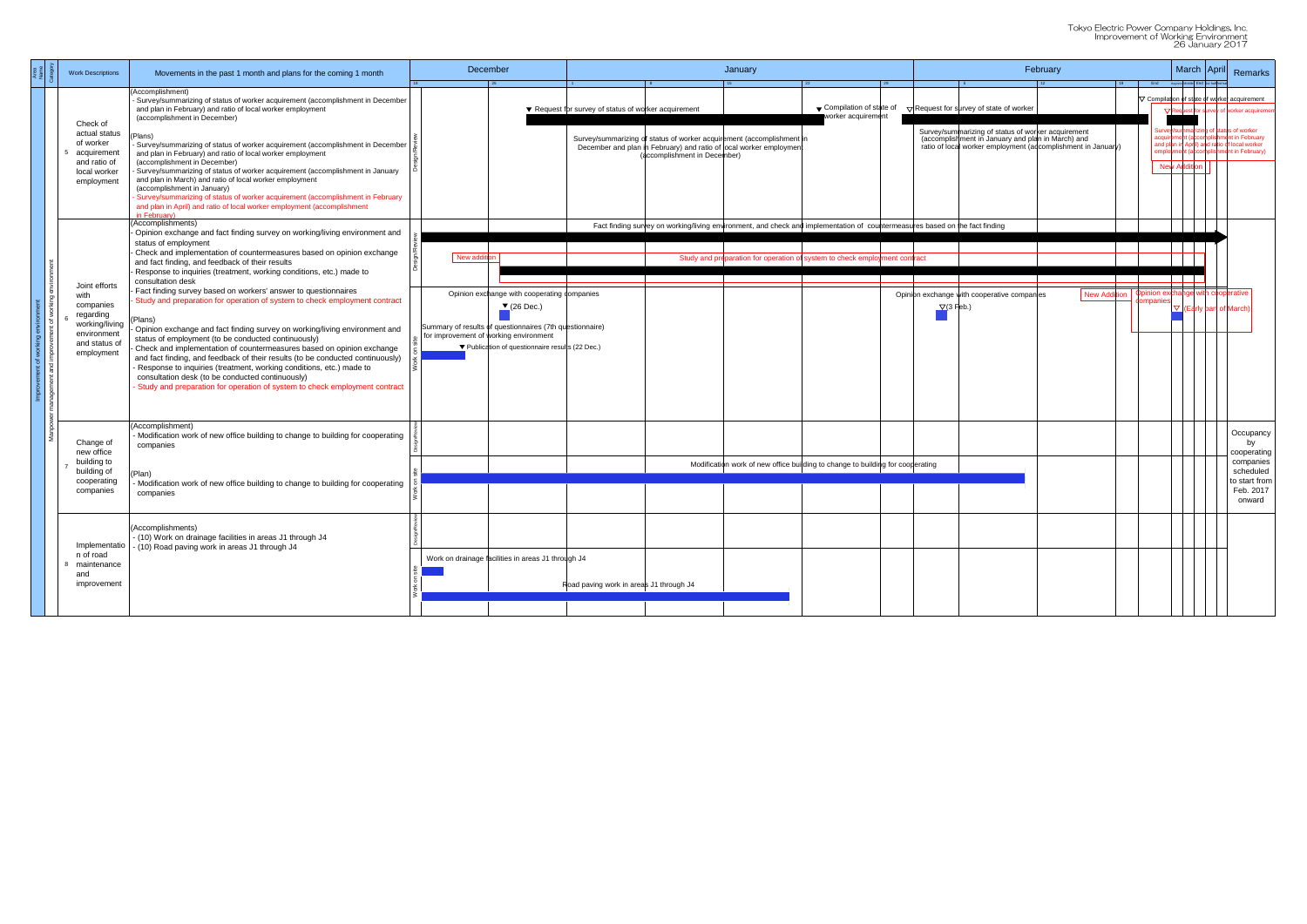Tokyo Electric Power Company Holdings, Inc.
Improvement of Working Environment
26 January 2017

| Area Name | Category | No. | Work Descriptions | Movements in the past 1 month and plans for the coming 1 month | | December | January | February | March | April | Remarks |
|---|---|---|---|---|---|---|---|---|---|---|---|
| Improvement of working environment | Manpower management and improvement of working environment | 5 | Check of actual status of worker acquirement and ratio of local worker employment | (Accomplishment)<br>- Survey/summarizing of status of worker acquirement (accomplishment in December and plan in February) and ratio of local worker employment (accomplishment in December)<br><br>(Plans)<br>- Survey/summarizing of status of worker acquirement (accomplishment in December and plan in February) and ratio of local worker employment (accomplishment in December)<br>- Survey/summarizing of status of worker acquirement (accomplishment in January and plan in March) and ratio of local worker employment (accomplishment in January)<br>- Survey/summarizing of status of worker acquirement (accomplishment in February and plan in April) and ratio of local worker employment (accomplishment in February) | Design/Review | ▼ Request for survey of status of worker acquirement | Survey/summarizing of status of worker acquirement (accomplishment in December and plan in February) and ratio of local worker employment (accomplishment in December)<br>▼ Compilation of state of worker acquirement | ▽ Request for survey of state of worker<br>Survey/summarizing of status of worker acquirement (accomplishment in January and plan in March) and ratio of local worker employment (accomplishment in January) | ▽ Compilation of state of worker acquirement<br>▽ Request for survey of worker acquirement<br>Survey/summarizing of status of worker acquirement (accomplishment in February and plan in April) and ratio of local worker employment (accomplishment in February)<br>New Addition | | |
| | | 6 | Joint efforts with companies regarding working/living environment and status of employment | (Accomplishments)<br>- Opinion exchange and fact finding survey on working/living environment and status of employment<br>- Check and implementation of countermeasures based on opinion exchange and fact finding, and feedback of their results<br>- Response to inquiries (treatment, working conditions, etc.) made to consultation desk<br>- Fact finding survey based on workers' answer to questionnaires<br>- Study and preparation for operation of system to check employment contract<br><br>(Plans)<br>- Opinion exchange and fact finding survey on working/living environment and status of employment (to be conducted continuously)<br>- Check and implementation of countermeasures based on opinion exchange and fact finding, and feedback of their results (to be conducted continuously)<br>- Response to inquiries (treatment, working conditions, etc.) made to consultation desk (to be conducted continuously)<br>- Study and preparation for operation of system to check employment contract | Design/Review | Fact finding survey on working/living environment, and check and implementation of countermeasures based on the fact finding<br>New addition<br>Study and preparation for operation of system to check employment contract | | | | | |
| | | | | | Work on site | Opinion exchange with cooperating companies<br>▼(26 Dec.)<br>Summary of results of questionnaires (7th questionnaire) for improvement of working environment<br>▼ Publication of questionnaire results (22 Dec.) | | Opinion exchange with cooperative companies<br>▽(3 Feb.)<br>New Addition | Opinion exchange with cooperative companies<br>▽(Early part of March) | | |
| | | 7 | Change of new office building to building of cooperating companies | (Accomplishment)<br>- Modification work of new office building to change to building for cooperating companies<br><br>(Plan)<br>- Modification work of new office building to change to building for cooperating companies | Design/Review<br>Work on site | Modification work of new office building to change to building for cooperating | | | | | Occupancy by cooperating companies scheduled to start from Feb. 2017 onward |
| | | 8 | Implementation of road maintenance and improvement | (Accomplishments)<br>- (10) Work on drainage facilities in areas J1 through J4<br>- (10) Road paving work in areas J1 through J4 | Design/Review<br>Work on site | Work on drainage facilities in areas J1 through J4<br>Road paving work in areas J1 through J4 | | | | | |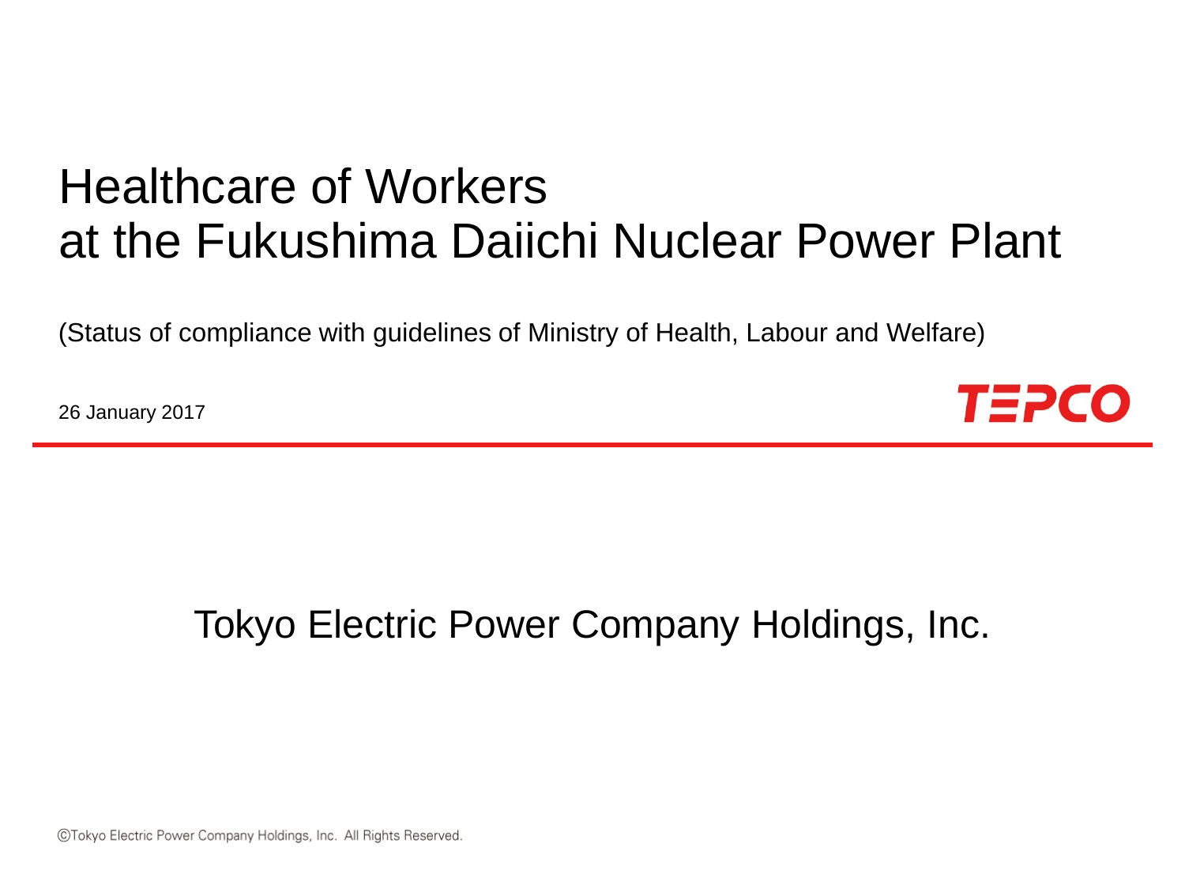# Healthcare of Workers at the Fukushima Daiichi Nuclear Power Plant

(Status of compliance with guidelines of Ministry of Health, Labour and Welfare)

26 January 2017

TEPCO

Tokyo Electric Power Company Holdings, Inc.

©Tokyo Electric Power Company Holdings, Inc. All Rights Reserved.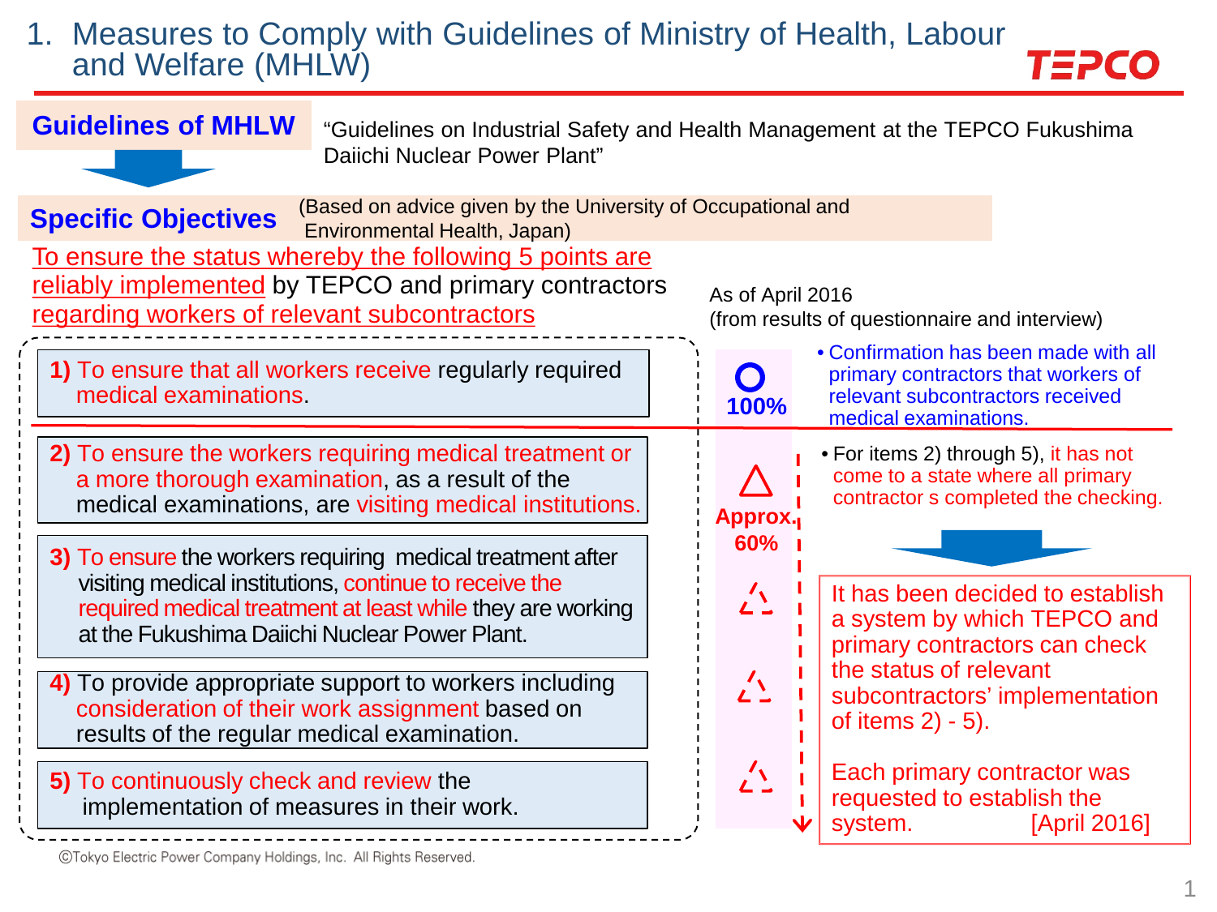# 1. Measures to Comply with Guidelines of Ministry of Health, Labour and Welfare (MHLW)

**Guidelines of MHLW**

"Guidelines on Industrial Safety and Health Management at the TEPCO Fukushima Daiichi Nuclear Power Plant"

**Specific Objectives** (Based on advice given by the University of Occupational and Environmental Health, Japan)

To ensure the status whereby the following 5 points are reliably implemented by TEPCO and primary contractors regarding workers of relevant subcontractors

As of April 2016 (from results of questionnaire and interview)

| Item | Status |
|---|---|
| **1)** To ensure that all workers receive regularly required medical examinations. | ○ 100% |
| **2)** To ensure the workers requiring medical treatment or a more thorough examination, as a result of the medical examinations, are visiting medical institutions. | △ Approx. 60% |
| **3)** To ensure the workers requiring medical treatment after visiting medical institutions, continue to receive the required medical treatment at least while they are working at the Fukushima Daiichi Nuclear Power Plant. | △ |
| **4)** To provide appropriate support to workers including consideration of their work assignment based on results of the regular medical examination. | △ |
| **5)** To continuously check and review the implementation of measures in their work. | △ |

- Confirmation has been made with all primary contractors that workers of relevant subcontractors received medical examinations.

- For items 2) through 5), it has not come to a state where all primary contractor s completed the checking.

It has been decided to establish a system by which TEPCO and primary contractors can check the status of relevant subcontractors' implementation of items 2) - 5).

Each primary contractor was requested to establish the system. [April 2016]

©Tokyo Electric Power Company Holdings, Inc. All Rights Reserved.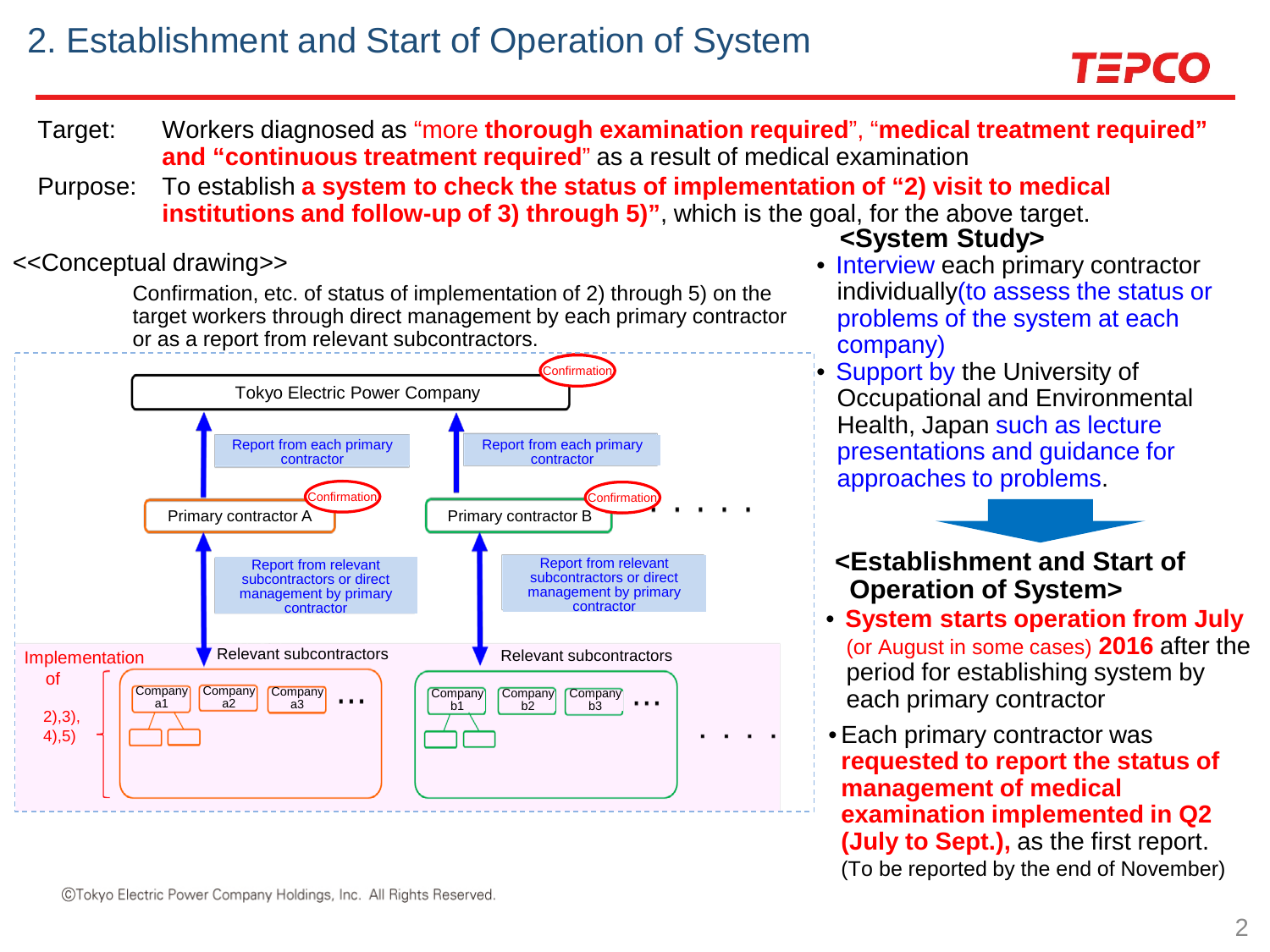# 2. Establishment and Start of Operation of System

Target: Workers diagnosed as "more **thorough examination required**", "**medical treatment required**" **and "continuous treatment required**" as a result of medical examination

Purpose: To establish **a system to check the status of implementation of "2) visit to medical institutions and follow-up of 3) through 5)"**, which is the goal, for the above target.

<<Conceptual drawing>>

Confirmation, etc. of status of implementation of 2) through 5) on the target workers through direct management by each primary contractor or as a report from relevant subcontractors.

- Tokyo Electric Power Company (Confirmation)
  - Report from each primary contractor
- Primary contractor A (Confirmation) / Primary contractor B (Confirmation) . . . . .
  - Report from relevant subcontractors or direct management by primary contractor
- Relevant subcontractors: Company a1, Company a2, Company a3 … / Company b1, Company b2, Company b3 … . . . .
- Implementation of 2),3), 4),5)

**<System Study>**

- Interview each primary contractor individually(to assess the status or problems of the system at each company)
- Support by the University of Occupational and Environmental Health, Japan such as lecture presentations and guidance for approaches to problems.

**<Establishment and Start of Operation of System>**

- **System starts operation from July** (or August in some cases) **2016** after the period for establishing system by each primary contractor
- Each primary contractor was **requested to report the status of management of medical examination implemented in Q2 (July to Sept.),** as the first report. (To be reported by the end of November)

©Tokyo Electric Power Company Holdings, Inc. All Rights Reserved.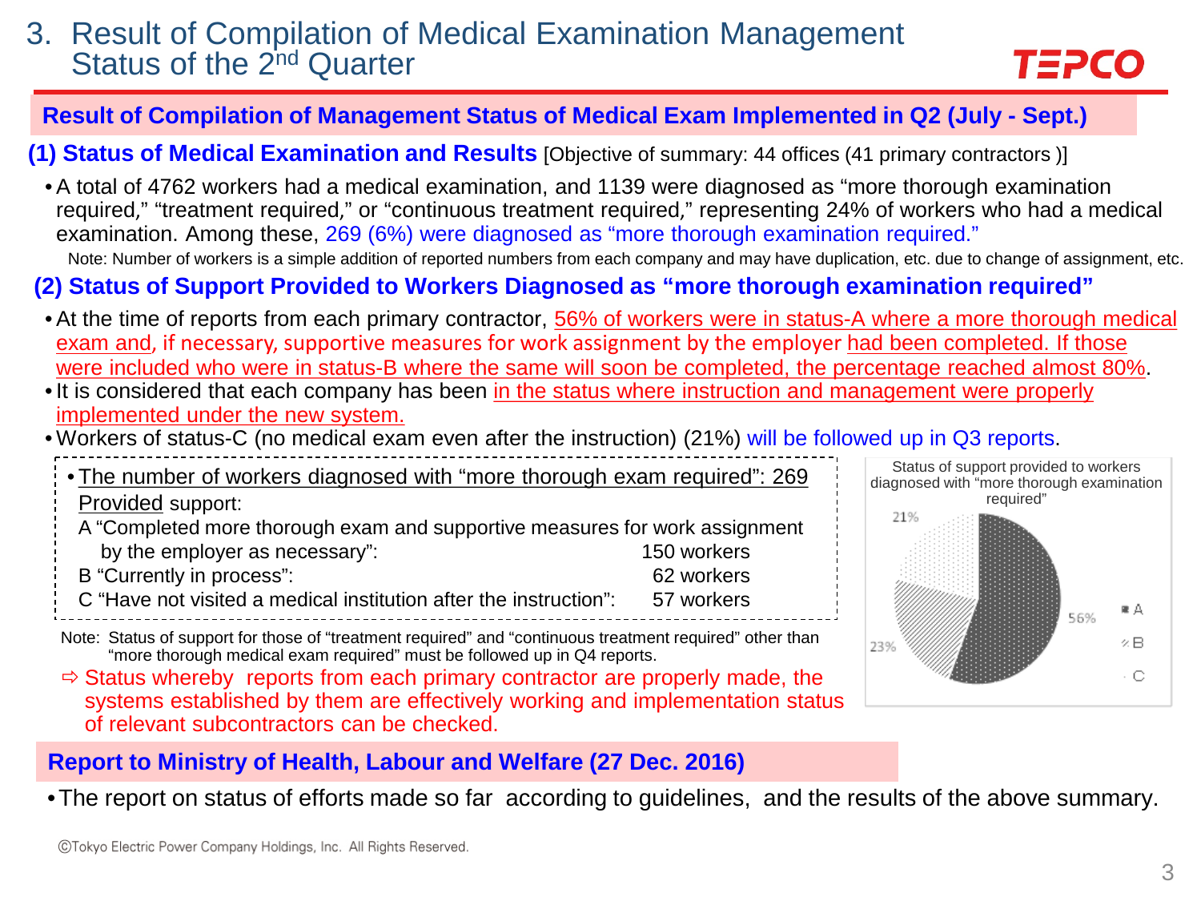# 3. Result of Compilation of Medical Examination Management Status of the 2nd Quarter

## Result of Compilation of Management Status of Medical Exam Implemented in Q2 (July - Sept.)

### (1) Status of Medical Examination and Results [Objective of summary: 44 offices (41 primary contractors )]

- A total of 4762 workers had a medical examination, and 1139 were diagnosed as "more thorough examination required," "treatment required," or "continuous treatment required," representing 24% of workers who had a medical examination. Among these, 269 (6%) were diagnosed as "more thorough examination required."

Note: Number of workers is a simple addition of reported numbers from each company and may have duplication, etc. due to change of assignment, etc.

### (2) Status of Support Provided to Workers Diagnosed as "more thorough examination required"

- At the time of reports from each primary contractor, 56% of workers were in status-A where a more thorough medical exam and, if necessary, supportive measures for work assignment by the employer had been completed. If those were included who were in status-B where the same will soon be completed, the percentage reached almost 80%.
- It is considered that each company has been in the status where instruction and management were properly implemented under the new system.
- Workers of status-C (no medical exam even after the instruction) (21%) will be followed up in Q3 reports.

- The number of workers diagnosed with "more thorough exam required": 269

Provided support:

| | |
|---|---|
| A "Completed more thorough exam and supportive measures for work assignment by the employer as necessary": | 150 workers |
| B "Currently in process": | 62 workers |
| C "Have not visited a medical institution after the instruction": | 57 workers |

Status of support provided to workers diagnosed with "more thorough examination required"

| | |
|---|---|
| A | 56% |
| B | 23% |
| C | 21% |

Note: Status of support for those of "treatment required" and "continuous treatment required" other than "more thorough medical exam required" must be followed up in Q4 reports.

⇨ Status whereby reports from each primary contractor are properly made, the systems established by them are effectively working and implementation status of relevant subcontractors can be checked.

## Report to Ministry of Health, Labour and Welfare (27 Dec. 2016)

- The report on status of efforts made so far according to guidelines, and the results of the above summary.

©Tokyo Electric Power Company Holdings, Inc. All Rights Reserved.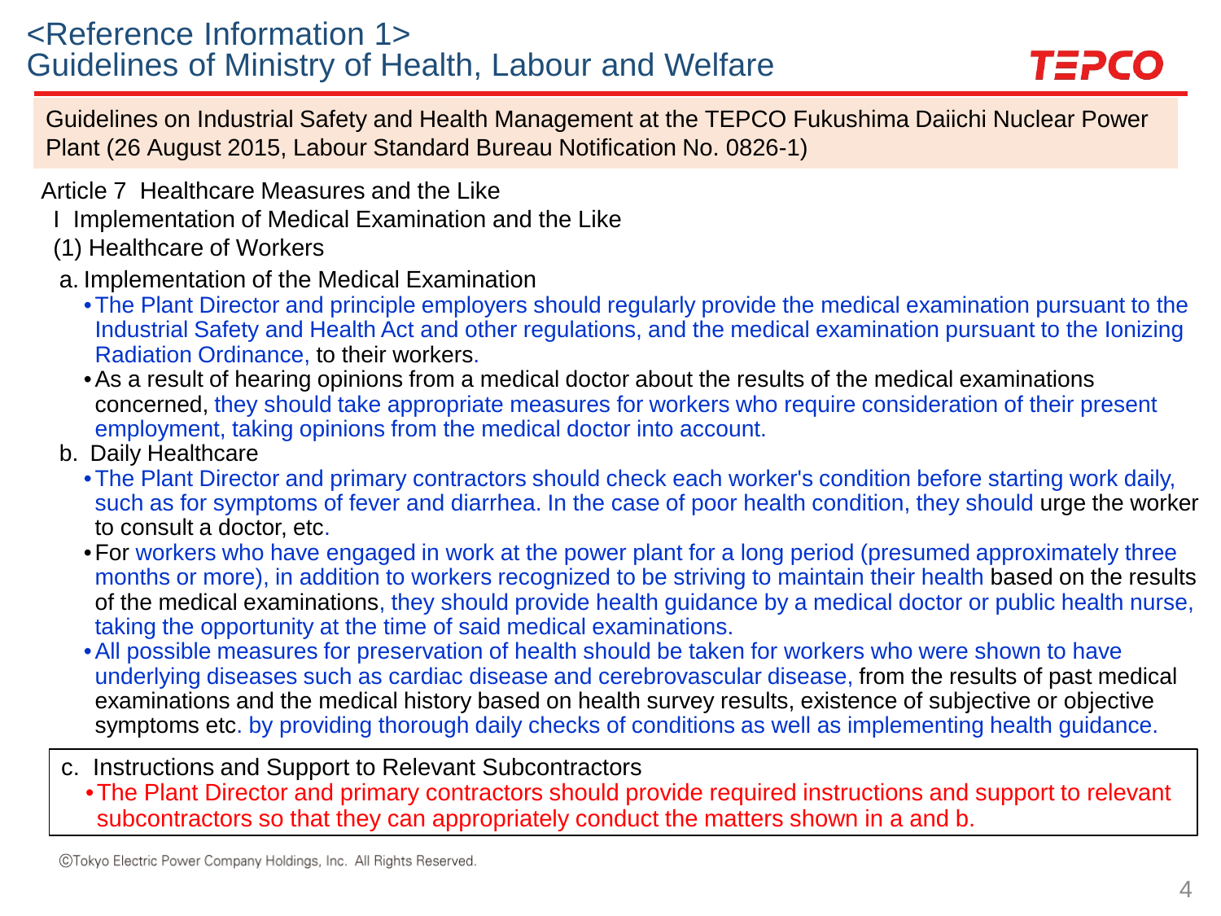# <Reference Information 1>
# Guidelines of Ministry of Health, Labour and Welfare

Guidelines on Industrial Safety and Health Management at the TEPCO Fukushima Daiichi Nuclear Power Plant (26 August 2015, Labour Standard Bureau Notification No. 0826-1)

Article 7 Healthcare Measures and the Like

I Implementation of Medical Examination and the Like

(1) Healthcare of Workers

a. Implementation of the Medical Examination

- The Plant Director and principle employers should regularly provide the medical examination pursuant to the Industrial Safety and Health Act and other regulations, and the medical examination pursuant to the Ionizing Radiation Ordinance, to their workers.
- As a result of hearing opinions from a medical doctor about the results of the medical examinations concerned, they should take appropriate measures for workers who require consideration of their present employment, taking opinions from the medical doctor into account.

b. Daily Healthcare

- The Plant Director and primary contractors should check each worker's condition before starting work daily, such as for symptoms of fever and diarrhea. In the case of poor health condition, they should urge the worker to consult a doctor, etc.
- For workers who have engaged in work at the power plant for a long period (presumed approximately three months or more), in addition to workers recognized to be striving to maintain their health based on the results of the medical examinations, they should provide health guidance by a medical doctor or public health nurse, taking the opportunity at the time of said medical examinations.
- All possible measures for preservation of health should be taken for workers who were shown to have underlying diseases such as cardiac disease and cerebrovascular disease, from the results of past medical examinations and the medical history based on health survey results, existence of subjective or objective symptoms etc. by providing thorough daily checks of conditions as well as implementing health guidance.

c. Instructions and Support to Relevant Subcontractors

- The Plant Director and primary contractors should provide required instructions and support to relevant subcontractors so that they can appropriately conduct the matters shown in a and b.

©Tokyo Electric Power Company Holdings, Inc. All Rights Reserved.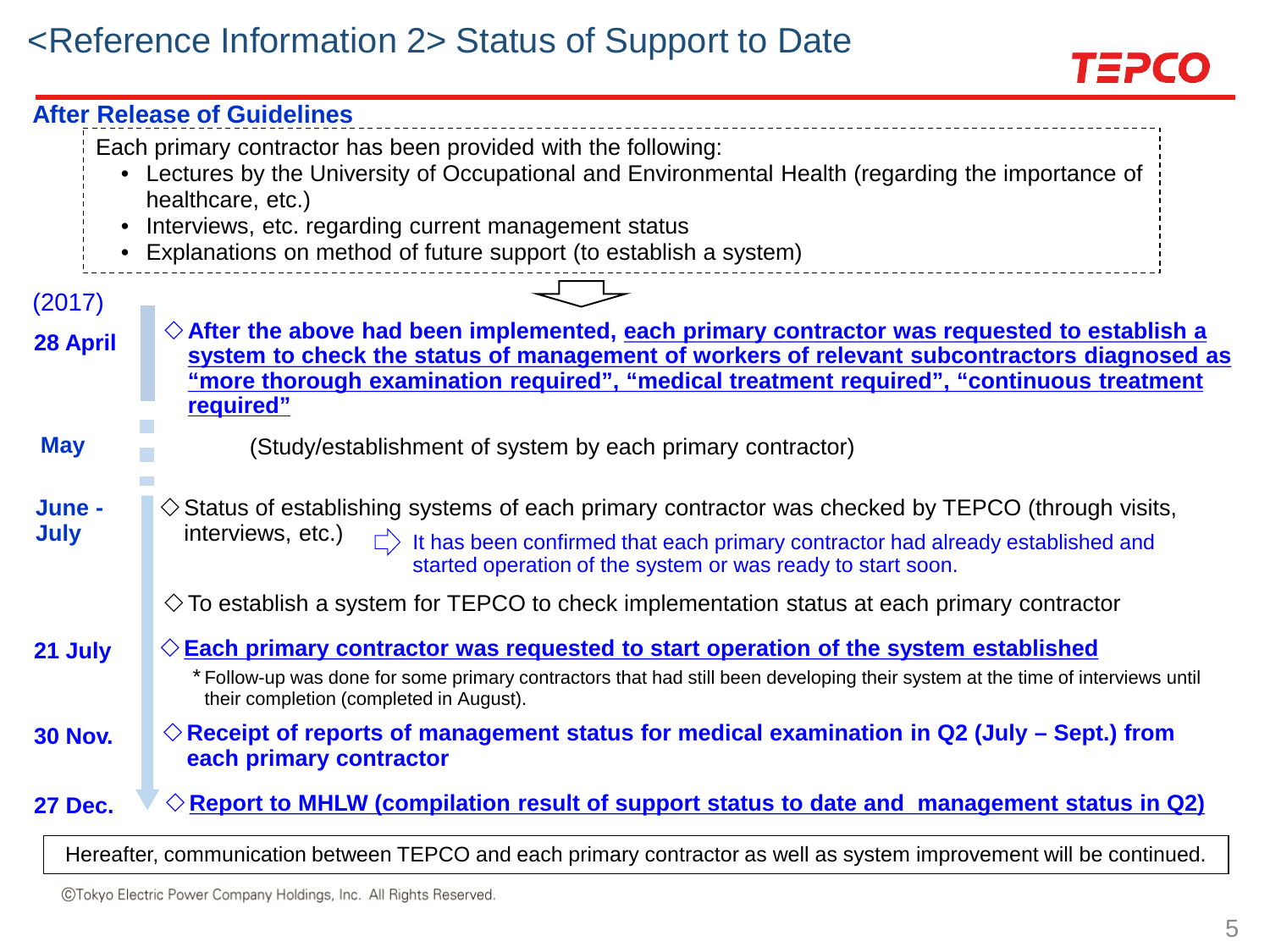# <Reference Information 2> Status of Support to Date

## After Release of Guidelines

Each primary contractor has been provided with the following:

- Lectures by the University of Occupational and Environmental Health (regarding the importance of healthcare, etc.)
- Interviews, etc. regarding current management status
- Explanations on method of future support (to establish a system)

(2017)

**28 April**

◇ **After the above had been implemented, each primary contractor was requested to establish a system to check the status of management of workers of relevant subcontractors diagnosed as "more thorough examination required", "medical treatment required", "continuous treatment required"**

**May**

(Study/establishment of system by each primary contractor)

**June - July**

◇ Status of establishing systems of each primary contractor was checked by TEPCO (through visits, interviews, etc.)

⇨ It has been confirmed that each primary contractor had already established and started operation of the system or was ready to start soon.

◇ To establish a system for TEPCO to check implementation status at each primary contractor

**21 July**

◇ **Each primary contractor was requested to start operation of the system established**

* Follow-up was done for some primary contractors that had still been developing their system at the time of interviews until their completion (completed in August).

**30 Nov.**

◇ **Receipt of reports of management status for medical examination in Q2 (July – Sept.) from each primary contractor**

**27 Dec.**

◇ **Report to MHLW (compilation result of support status to date and management status in Q2)**

Hereafter, communication between TEPCO and each primary contractor as well as system improvement will be continued.

©Tokyo Electric Power Company Holdings, Inc. All Rights Reserved.